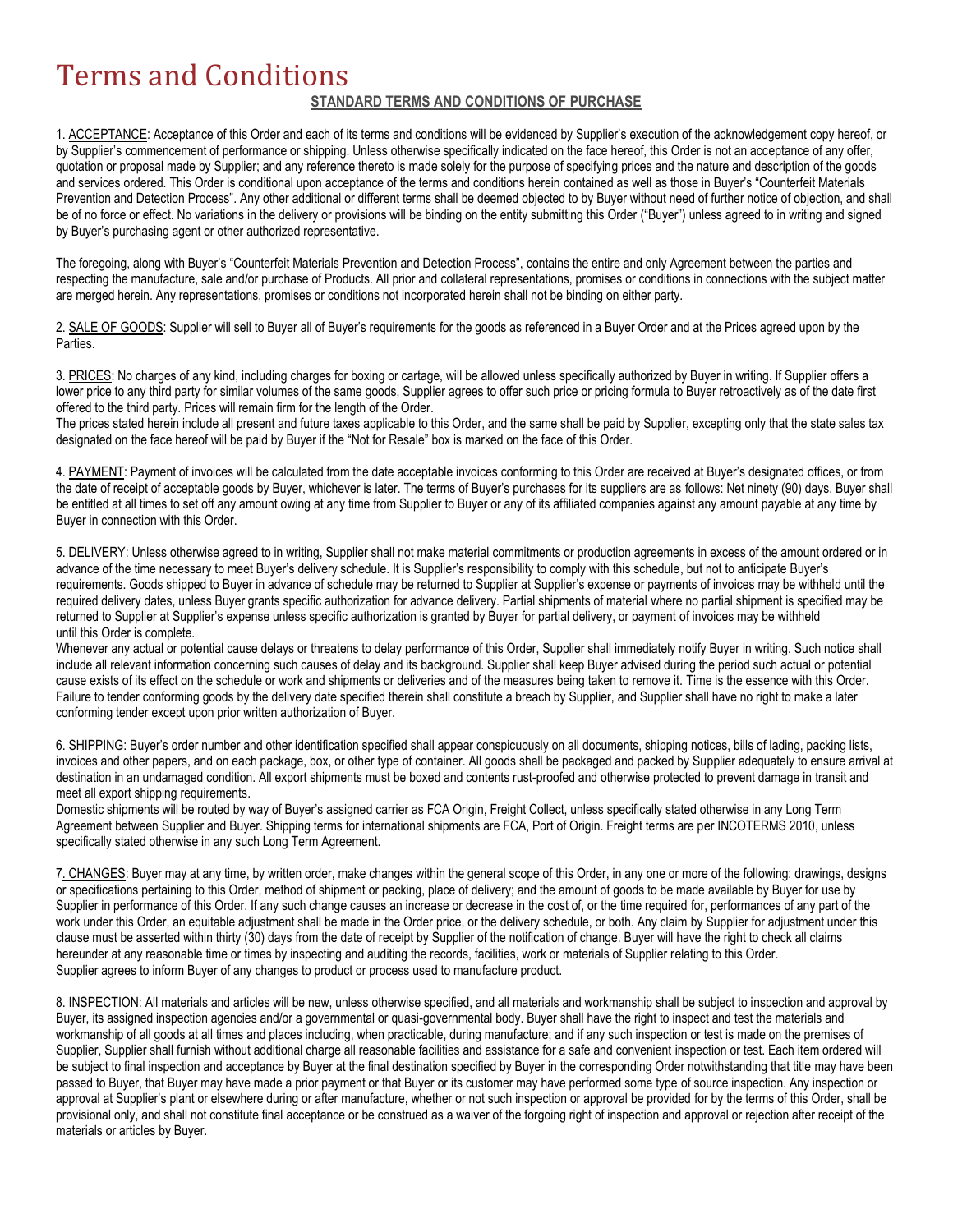# Terms and Conditions

**STANDARD TERMS AND CONDITIONS OF PURCHASE**

1. ACCEPTANCE: Acceptance of this Order and each of its terms and conditions will be evidenced by Supplier's execution of the acknowledgement copy hereof, or by Supplier's commencement of performance or shipping. Unless otherwise specifically indicated on the face hereof, this Order is not an acceptance of any offer, quotation or proposal made by Supplier; and any reference thereto is made solely for the purpose of specifying prices and the nature and description of the goods and services ordered. This Order is conditional upon acceptance of the terms and conditions herein contained as well as those in Buyer's "Counterfeit Materials Prevention and Detection Process". Any other additional or different terms shall be deemed objected to by Buyer without need of further notice of objection, and shall be of no force or effect. No variations in the delivery or provisions will be binding on the entity submitting this Order ("Buyer") unless agreed to in writing and signed by Buyer's purchasing agent or other authorized representative.

The foregoing, along with Buyer's "Counterfeit Materials Prevention and Detection Process", contains the entire and only Agreement between the parties and respecting the manufacture, sale and/or purchase of Products. All prior and collateral representations, promises or conditions in connections with the subject matter are merged herein. Any representations, promises or conditions not incorporated herein shall not be binding on either party.

2. SALE OF GOODS: Supplier will sell to Buyer all of Buyer's requirements for the goods as referenced in a Buyer Order and at the Prices agreed upon by the Parties.

3. PRICES: No charges of any kind, including charges for boxing or cartage, will be allowed unless specifically authorized by Buyer in writing. If Supplier offers a lower price to any third party for similar volumes of the same goods, Supplier agrees to offer such price or pricing formula to Buyer retroactively as of the date first offered to the third party. Prices will remain firm for the length of the Order.
The prices stated herein include all present and future taxes applicable to this Order, and the same shall be paid by Supplier, excepting only that the state sales tax designated on the face hereof will be paid by Buyer if the "Not for Resale" box is marked on the face of this Order.

4. PAYMENT: Payment of invoices will be calculated from the date acceptable invoices conforming to this Order are received at Buyer's designated offices, or from the date of receipt of acceptable goods by Buyer, whichever is later. The terms of Buyer's purchases for its suppliers are as follows: Net ninety (90) days. Buyer shall be entitled at all times to set off any amount owing at any time from Supplier to Buyer or any of its affiliated companies against any amount payable at any time by Buyer in connection with this Order.

5. DELIVERY: Unless otherwise agreed to in writing, Supplier shall not make material commitments or production agreements in excess of the amount ordered or in advance of the time necessary to meet Buyer's delivery schedule. It is Supplier's responsibility to comply with this schedule, but not to anticipate Buyer's requirements. Goods shipped to Buyer in advance of schedule may be returned to Supplier at Supplier's expense or payments of invoices may be withheld until the required delivery dates, unless Buyer grants specific authorization for advance delivery. Partial shipments of material where no partial shipment is specified may be returned to Supplier at Supplier's expense unless specific authorization is granted by Buyer for partial delivery, or payment of invoices may be withheld until this Order is complete.
Whenever any actual or potential cause delays or threatens to delay performance of this Order, Supplier shall immediately notify Buyer in writing. Such notice shall include all relevant information concerning such causes of delay and its background. Supplier shall keep Buyer advised during the period such actual or potential cause exists of its effect on the schedule or work and shipments or deliveries and of the measures being taken to remove it. Time is the essence with this Order. Failure to tender conforming goods by the delivery date specified therein shall constitute a breach by Supplier, and Supplier shall have no right to make a later conforming tender except upon prior written authorization of Buyer.

6. SHIPPING: Buyer's order number and other identification specified shall appear conspicuously on all documents, shipping notices, bills of lading, packing lists, invoices and other papers, and on each package, box, or other type of container. All goods shall be packaged and packed by Supplier adequately to ensure arrival at destination in an undamaged condition. All export shipments must be boxed and contents rust-proofed and otherwise protected to prevent damage in transit and meet all export shipping requirements.
Domestic shipments will be routed by way of Buyer's assigned carrier as FCA Origin, Freight Collect, unless specifically stated otherwise in any Long Term Agreement between Supplier and Buyer. Shipping terms for international shipments are FCA, Port of Origin. Freight terms are per INCOTERMS 2010, unless specifically stated otherwise in any such Long Term Agreement.

7. CHANGES: Buyer may at any time, by written order, make changes within the general scope of this Order, in any one or more of the following: drawings, designs or specifications pertaining to this Order, method of shipment or packing, place of delivery; and the amount of goods to be made available by Buyer for use by Supplier in performance of this Order. If any such change causes an increase or decrease in the cost of, or the time required for, performances of any part of the work under this Order, an equitable adjustment shall be made in the Order price, or the delivery schedule, or both. Any claim by Supplier for adjustment under this clause must be asserted within thirty (30) days from the date of receipt by Supplier of the notification of change. Buyer will have the right to check all claims hereunder at any reasonable time or times by inspecting and auditing the records, facilities, work or materials of Supplier relating to this Order.
Supplier agrees to inform Buyer of any changes to product or process used to manufacture product.

8. INSPECTION: All materials and articles will be new, unless otherwise specified, and all materials and workmanship shall be subject to inspection and approval by Buyer, its assigned inspection agencies and/or a governmental or quasi-governmental body. Buyer shall have the right to inspect and test the materials and workmanship of all goods at all times and places including, when practicable, during manufacture; and if any such inspection or test is made on the premises of Supplier, Supplier shall furnish without additional charge all reasonable facilities and assistance for a safe and convenient inspection or test. Each item ordered will be subject to final inspection and acceptance by Buyer at the final destination specified by Buyer in the corresponding Order notwithstanding that title may have been passed to Buyer, that Buyer may have made a prior payment or that Buyer or its customer may have performed some type of source inspection. Any inspection or approval at Supplier's plant or elsewhere during or after manufacture, whether or not such inspection or approval be provided for by the terms of this Order, shall be provisional only, and shall not constitute final acceptance or be construed as a waiver of the forgoing right of inspection and approval or rejection after receipt of the materials or articles by Buyer.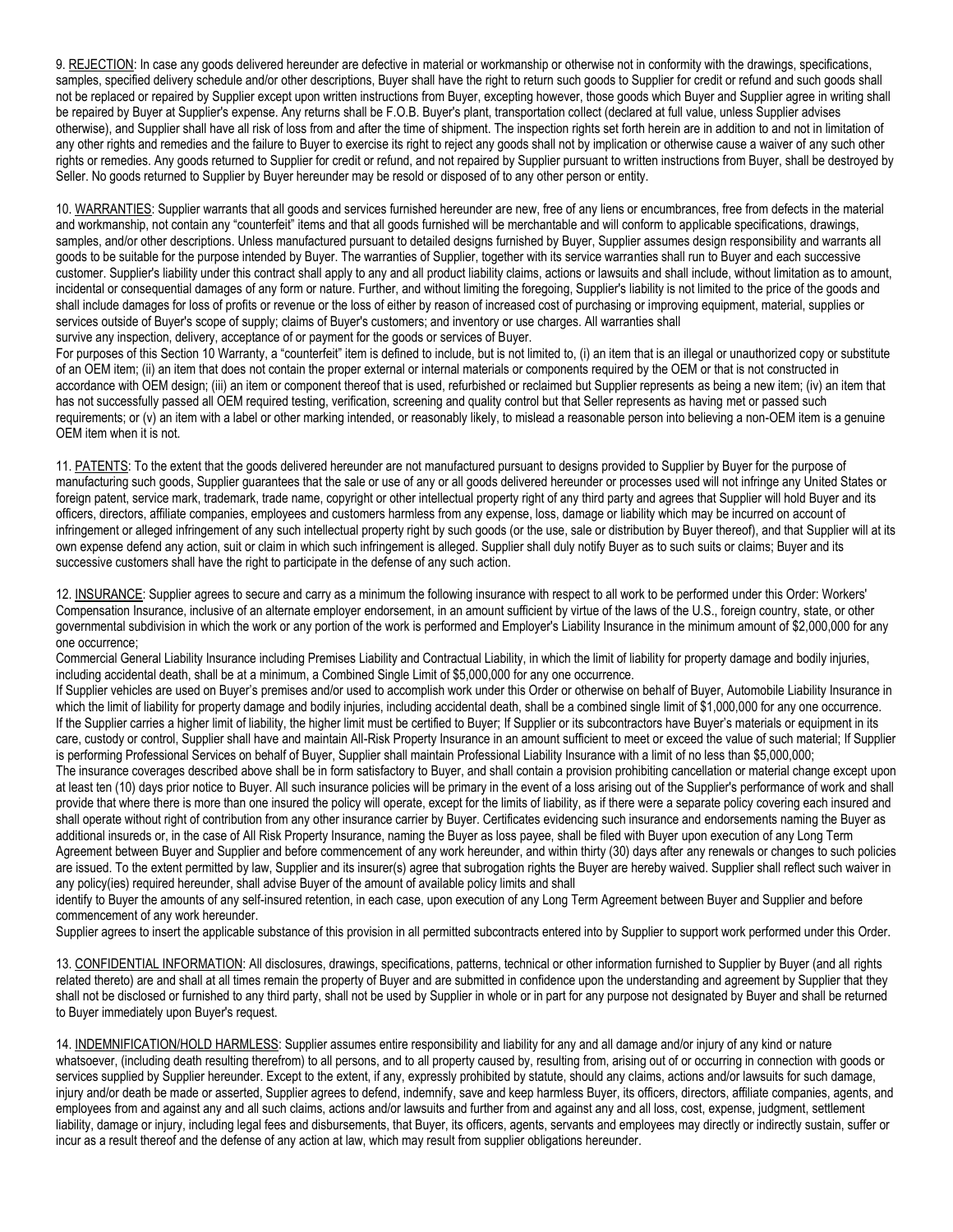9. REJECTION: In case any goods delivered hereunder are defective in material or workmanship or otherwise not in conformity with the drawings, specifications, samples, specified delivery schedule and/or other descriptions, Buyer shall have the right to return such goods to Supplier for credit or refund and such goods shall not be replaced or repaired by Supplier except upon written instructions from Buyer, excepting however, those goods which Buyer and Supplier agree in writing shall be repaired by Buyer at Supplier's expense. Any returns shall be F.O.B. Buyer's plant, transportation collect (declared at full value, unless Supplier advises otherwise), and Supplier shall have all risk of loss from and after the time of shipment. The inspection rights set forth herein are in addition to and not in limitation of any other rights and remedies and the failure to Buyer to exercise its right to reject any goods shall not by implication or otherwise cause a waiver of any such other rights or remedies. Any goods returned to Supplier for credit or refund, and not repaired by Supplier pursuant to written instructions from Buyer, shall be destroyed by Seller. No goods returned to Supplier by Buyer hereunder may be resold or disposed of to any other person or entity.

10. WARRANTIES: Supplier warrants that all goods and services furnished hereunder are new, free of any liens or encumbrances, free from defects in the material and workmanship, not contain any "counterfeit" items and that all goods furnished will be merchantable and will conform to applicable specifications, drawings, samples, and/or other descriptions. Unless manufactured pursuant to detailed designs furnished by Buyer, Supplier assumes design responsibility and warrants all goods to be suitable for the purpose intended by Buyer. The warranties of Supplier, together with its service warranties shall run to Buyer and each successive customer. Supplier's liability under this contract shall apply to any and all product liability claims, actions or lawsuits and shall include, without limitation as to amount, incidental or consequential damages of any form or nature. Further, and without limiting the foregoing, Supplier's liability is not limited to the price of the goods and shall include damages for loss of profits or revenue or the loss of either by reason of increased cost of purchasing or improving equipment, material, supplies or services outside of Buyer's scope of supply; claims of Buyer's customers; and inventory or use charges. All warranties shall survive any inspection, delivery, acceptance of or payment for the goods or services of Buyer.

For purposes of this Section 10 Warranty, a "counterfeit" item is defined to include, but is not limited to, (i) an item that is an illegal or unauthorized copy or substitute of an OEM item; (ii) an item that does not contain the proper external or internal materials or components required by the OEM or that is not constructed in accordance with OEM design; (iii) an item or component thereof that is used, refurbished or reclaimed but Supplier represents as being a new item; (iv) an item that has not successfully passed all OEM required testing, verification, screening and quality control but that Seller represents as having met or passed such requirements; or (v) an item with a label or other marking intended, or reasonably likely, to mislead a reasonable person into believing a non-OEM item is a genuine OEM item when it is not.

11. PATENTS: To the extent that the goods delivered hereunder are not manufactured pursuant to designs provided to Supplier by Buyer for the purpose of manufacturing such goods, Supplier guarantees that the sale or use of any or all goods delivered hereunder or processes used will not infringe any United States or foreign patent, service mark, trademark, trade name, copyright or other intellectual property right of any third party and agrees that Supplier will hold Buyer and its officers, directors, affiliate companies, employees and customers harmless from any expense, loss, damage or liability which may be incurred on account of infringement or alleged infringement of any such intellectual property right by such goods (or the use, sale or distribution by Buyer thereof), and that Supplier will at its own expense defend any action, suit or claim in which such infringement is alleged. Supplier shall duly notify Buyer as to such suits or claims; Buyer and its successive customers shall have the right to participate in the defense of any such action.

12. INSURANCE: Supplier agrees to secure and carry as a minimum the following insurance with respect to all work to be performed under this Order: Workers' Compensation Insurance, inclusive of an alternate employer endorsement, in an amount sufficient by virtue of the laws of the U.S., foreign country, state, or other governmental subdivision in which the work or any portion of the work is performed and Employer's Liability Insurance in the minimum amount of $2,000,000 for any one occurrence;

Commercial General Liability Insurance including Premises Liability and Contractual Liability, in which the limit of liability for property damage and bodily injuries, including accidental death, shall be at a minimum, a Combined Single Limit of $5,000,000 for any one occurrence.

If Supplier vehicles are used on Buyer's premises and/or used to accomplish work under this Order or otherwise on behalf of Buyer, Automobile Liability Insurance in which the limit of liability for property damage and bodily injuries, including accidental death, shall be a combined single limit of $1,000,000 for any one occurrence. If the Supplier carries a higher limit of liability, the higher limit must be certified to Buyer; If Supplier or its subcontractors have Buyer's materials or equipment in its care, custody or control, Supplier shall have and maintain All-Risk Property Insurance in an amount sufficient to meet or exceed the value of such material; If Supplier is performing Professional Services on behalf of Buyer, Supplier shall maintain Professional Liability Insurance with a limit of no less than $5,000,000;

The insurance coverages described above shall be in form satisfactory to Buyer, and shall contain a provision prohibiting cancellation or material change except upon at least ten (10) days prior notice to Buyer. All such insurance policies will be primary in the event of a loss arising out of the Supplier's performance of work and shall provide that where there is more than one insured the policy will operate, except for the limits of liability, as if there were a separate policy covering each insured and shall operate without right of contribution from any other insurance carrier by Buyer. Certificates evidencing such insurance and endorsements naming the Buyer as additional insureds or, in the case of All Risk Property Insurance, naming the Buyer as loss payee, shall be filed with Buyer upon execution of any Long Term Agreement between Buyer and Supplier and before commencement of any work hereunder, and within thirty (30) days after any renewals or changes to such policies are issued. To the extent permitted by law, Supplier and its insurer(s) agree that subrogation rights the Buyer are hereby waived. Supplier shall reflect such waiver in any policy(ies) required hereunder, shall advise Buyer of the amount of available policy limits and shall identify to Buyer the amounts of any self-insured retention, in each case, upon execution of any Long Term Agreement between Buyer and Supplier and before commencement of any work hereunder.

Supplier agrees to insert the applicable substance of this provision in all permitted subcontracts entered into by Supplier to support work performed under this Order.

13. CONFIDENTIAL INFORMATION: All disclosures, drawings, specifications, patterns, technical or other information furnished to Supplier by Buyer (and all rights related thereto) are and shall at all times remain the property of Buyer and are submitted in confidence upon the understanding and agreement by Supplier that they shall not be disclosed or furnished to any third party, shall not be used by Supplier in whole or in part for any purpose not designated by Buyer and shall be returned to Buyer immediately upon Buyer's request.

14. INDEMNIFICATION/HOLD HARMLESS: Supplier assumes entire responsibility and liability for any and all damage and/or injury of any kind or nature whatsoever, (including death resulting therefrom) to all persons, and to all property caused by, resulting from, arising out of or occurring in connection with goods or services supplied by Supplier hereunder. Except to the extent, if any, expressly prohibited by statute, should any claims, actions and/or lawsuits for such damage, injury and/or death be made or asserted, Supplier agrees to defend, indemnify, save and keep harmless Buyer, its officers, directors, affiliate companies, agents, and employees from and against any and all such claims, actions and/or lawsuits and further from and against any and all loss, cost, expense, judgment, settlement liability, damage or injury, including legal fees and disbursements, that Buyer, its officers, agents, servants and employees may directly or indirectly sustain, suffer or incur as a result thereof and the defense of any action at law, which may result from supplier obligations hereunder.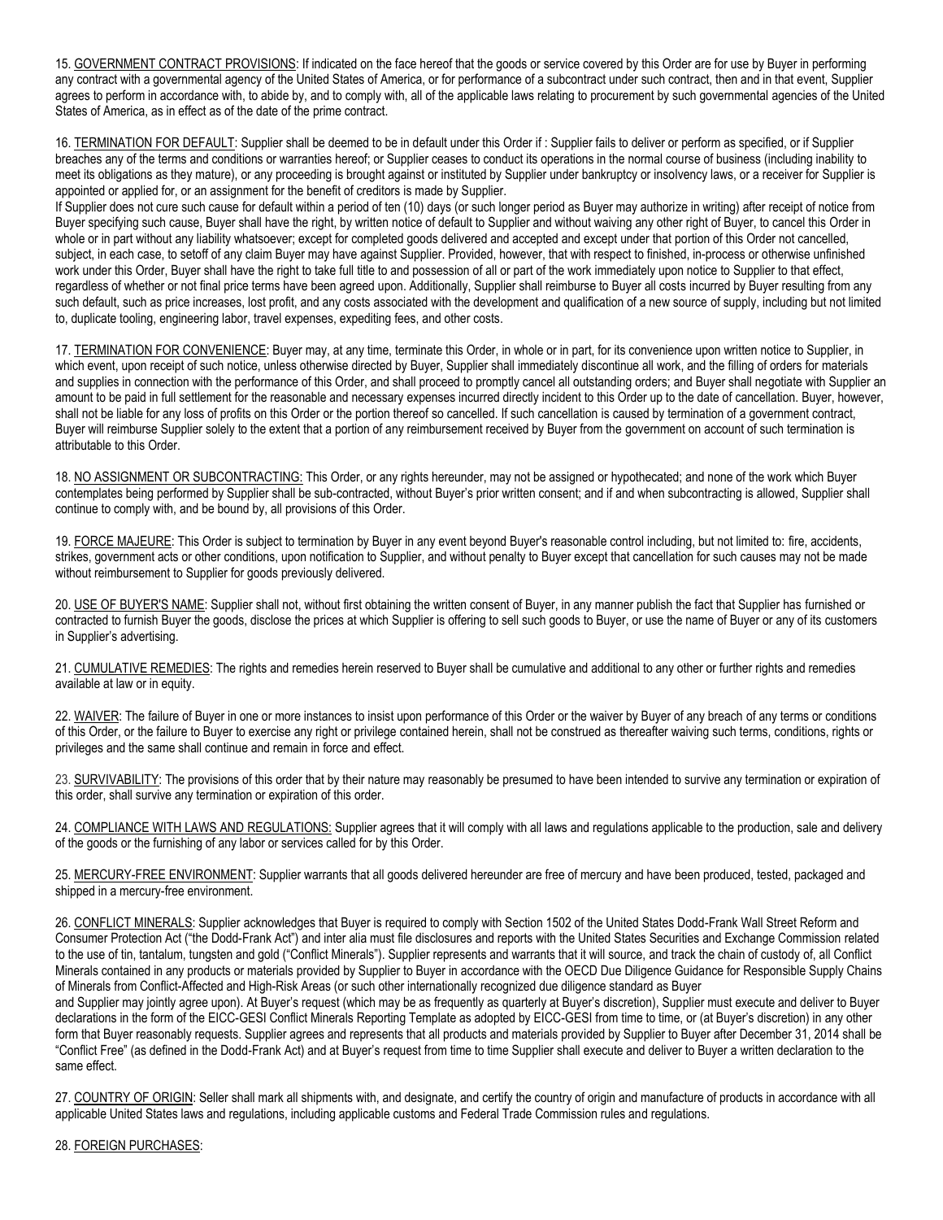15. GOVERNMENT CONTRACT PROVISIONS: If indicated on the face hereof that the goods or service covered by this Order are for use by Buyer in performing any contract with a governmental agency of the United States of America, or for performance of a subcontract under such contract, then and in that event, Supplier agrees to perform in accordance with, to abide by, and to comply with, all of the applicable laws relating to procurement by such governmental agencies of the United States of America, as in effect as of the date of the prime contract.

16. TERMINATION FOR DEFAULT: Supplier shall be deemed to be in default under this Order if : Supplier fails to deliver or perform as specified, or if Supplier breaches any of the terms and conditions or warranties hereof; or Supplier ceases to conduct its operations in the normal course of business (including inability to meet its obligations as they mature), or any proceeding is brought against or instituted by Supplier under bankruptcy or insolvency laws, or a receiver for Supplier is appointed or applied for, or an assignment for the benefit of creditors is made by Supplier.

If Supplier does not cure such cause for default within a period of ten (10) days (or such longer period as Buyer may authorize in writing) after receipt of notice from Buyer specifying such cause, Buyer shall have the right, by written notice of default to Supplier and without waiving any other right of Buyer, to cancel this Order in whole or in part without any liability whatsoever; except for completed goods delivered and accepted and except under that portion of this Order not cancelled, subject, in each case, to setoff of any claim Buyer may have against Supplier. Provided, however, that with respect to finished, in-process or otherwise unfinished work under this Order, Buyer shall have the right to take full title to and possession of all or part of the work immediately upon notice to Supplier to that effect, regardless of whether or not final price terms have been agreed upon. Additionally, Supplier shall reimburse to Buyer all costs incurred by Buyer resulting from any such default, such as price increases, lost profit, and any costs associated with the development and qualification of a new source of supply, including but not limited to, duplicate tooling, engineering labor, travel expenses, expediting fees, and other costs.

17. TERMINATION FOR CONVENIENCE: Buyer may, at any time, terminate this Order, in whole or in part, for its convenience upon written notice to Supplier, in which event, upon receipt of such notice, unless otherwise directed by Buyer, Supplier shall immediately discontinue all work, and the filling of orders for materials and supplies in connection with the performance of this Order, and shall proceed to promptly cancel all outstanding orders; and Buyer shall negotiate with Supplier an amount to be paid in full settlement for the reasonable and necessary expenses incurred directly incident to this Order up to the date of cancellation. Buyer, however, shall not be liable for any loss of profits on this Order or the portion thereof so cancelled. If such cancellation is caused by termination of a government contract, Buyer will reimburse Supplier solely to the extent that a portion of any reimbursement received by Buyer from the government on account of such termination is attributable to this Order.

18. NO ASSIGNMENT OR SUBCONTRACTING: This Order, or any rights hereunder, may not be assigned or hypothecated; and none of the work which Buyer contemplates being performed by Supplier shall be sub-contracted, without Buyer's prior written consent; and if and when subcontracting is allowed, Supplier shall continue to comply with, and be bound by, all provisions of this Order.

19. FORCE MAJEURE: This Order is subject to termination by Buyer in any event beyond Buyer's reasonable control including, but not limited to: fire, accidents, strikes, government acts or other conditions, upon notification to Supplier, and without penalty to Buyer except that cancellation for such causes may not be made without reimbursement to Supplier for goods previously delivered.

20. USE OF BUYER'S NAME: Supplier shall not, without first obtaining the written consent of Buyer, in any manner publish the fact that Supplier has furnished or contracted to furnish Buyer the goods, disclose the prices at which Supplier is offering to sell such goods to Buyer, or use the name of Buyer or any of its customers in Supplier's advertising.

21. CUMULATIVE REMEDIES: The rights and remedies herein reserved to Buyer shall be cumulative and additional to any other or further rights and remedies available at law or in equity.

22. WAIVER: The failure of Buyer in one or more instances to insist upon performance of this Order or the waiver by Buyer of any breach of any terms or conditions of this Order, or the failure to Buyer to exercise any right or privilege contained herein, shall not be construed as thereafter waiving such terms, conditions, rights or privileges and the same shall continue and remain in force and effect.

23. SURVIVABILITY: The provisions of this order that by their nature may reasonably be presumed to have been intended to survive any termination or expiration of this order, shall survive any termination or expiration of this order.

24. COMPLIANCE WITH LAWS AND REGULATIONS: Supplier agrees that it will comply with all laws and regulations applicable to the production, sale and delivery of the goods or the furnishing of any labor or services called for by this Order.

25. MERCURY-FREE ENVIRONMENT: Supplier warrants that all goods delivered hereunder are free of mercury and have been produced, tested, packaged and shipped in a mercury-free environment.

26. CONFLICT MINERALS: Supplier acknowledges that Buyer is required to comply with Section 1502 of the United States Dodd-Frank Wall Street Reform and Consumer Protection Act ("the Dodd-Frank Act") and inter alia must file disclosures and reports with the United States Securities and Exchange Commission related to the use of tin, tantalum, tungsten and gold ("Conflict Minerals"). Supplier represents and warrants that it will source, and track the chain of custody of, all Conflict Minerals contained in any products or materials provided by Supplier to Buyer in accordance with the OECD Due Diligence Guidance for Responsible Supply Chains of Minerals from Conflict-Affected and High-Risk Areas (or such other internationally recognized due diligence standard as Buyer and Supplier may jointly agree upon). At Buyer's request (which may be as frequently as quarterly at Buyer's discretion), Supplier must execute and deliver to Buyer declarations in the form of the EICC-GESI Conflict Minerals Reporting Template as adopted by EICC-GESI from time to time, or (at Buyer's discretion) in any other form that Buyer reasonably requests. Supplier agrees and represents that all products and materials provided by Supplier to Buyer after December 31, 2014 shall be "Conflict Free" (as defined in the Dodd-Frank Act) and at Buyer's request from time to time Supplier shall execute and deliver to Buyer a written declaration to the same effect.

27. COUNTRY OF ORIGIN: Seller shall mark all shipments with, and designate, and certify the country of origin and manufacture of products in accordance with all applicable United States laws and regulations, including applicable customs and Federal Trade Commission rules and regulations.

28. FOREIGN PURCHASES: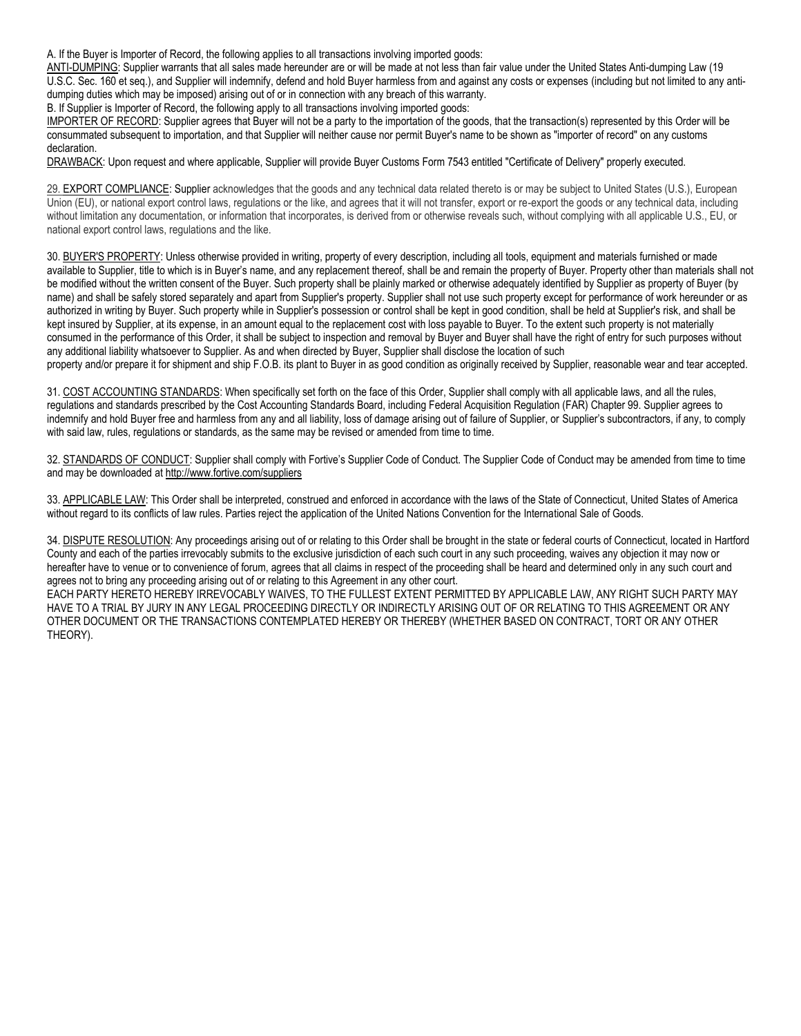A. If the Buyer is Importer of Record, the following applies to all transactions involving imported goods:

ANTI-DUMPING: Supplier warrants that all sales made hereunder are or will be made at not less than fair value under the United States Anti-dumping Law (19 U.S.C. Sec. 160 et seq.), and Supplier will indemnify, defend and hold Buyer harmless from and against any costs or expenses (including but not limited to any anti-dumping duties which may be imposed) arising out of or in connection with any breach of this warranty.

B. If Supplier is Importer of Record, the following apply to all transactions involving imported goods:

IMPORTER OF RECORD: Supplier agrees that Buyer will not be a party to the importation of the goods, that the transaction(s) represented by this Order will be consummated subsequent to importation, and that Supplier will neither cause nor permit Buyer's name to be shown as "importer of record" on any customs declaration.

DRAWBACK: Upon request and where applicable, Supplier will provide Buyer Customs Form 7543 entitled "Certificate of Delivery" properly executed.

29. EXPORT COMPLIANCE: Supplier acknowledges that the goods and any technical data related thereto is or may be subject to United States (U.S.), European Union (EU), or national export control laws, regulations or the like, and agrees that it will not transfer, export or re-export the goods or any technical data, including without limitation any documentation, or information that incorporates, is derived from or otherwise reveals such, without complying with all applicable U.S., EU, or national export control laws, regulations and the like.

30. BUYER'S PROPERTY: Unless otherwise provided in writing, property of every description, including all tools, equipment and materials furnished or made available to Supplier, title to which is in Buyer's name, and any replacement thereof, shall be and remain the property of Buyer. Property other than materials shall not be modified without the written consent of the Buyer. Such property shall be plainly marked or otherwise adequately identified by Supplier as property of Buyer (by name) and shall be safely stored separately and apart from Supplier's property. Supplier shall not use such property except for performance of work hereunder or as authorized in writing by Buyer. Such property while in Supplier's possession or control shall be kept in good condition, shall be held at Supplier's risk, and shall be kept insured by Supplier, at its expense, in an amount equal to the replacement cost with loss payable to Buyer. To the extent such property is not materially consumed in the performance of this Order, it shall be subject to inspection and removal by Buyer and Buyer shall have the right of entry for such purposes without any additional liability whatsoever to Supplier. As and when directed by Buyer, Supplier shall disclose the location of such property and/or prepare it for shipment and ship F.O.B. its plant to Buyer in as good condition as originally received by Supplier, reasonable wear and tear accepted.

31. COST ACCOUNTING STANDARDS: When specifically set forth on the face of this Order, Supplier shall comply with all applicable laws, and all the rules, regulations and standards prescribed by the Cost Accounting Standards Board, including Federal Acquisition Regulation (FAR) Chapter 99. Supplier agrees to indemnify and hold Buyer free and harmless from any and all liability, loss of damage arising out of failure of Supplier, or Supplier's subcontractors, if any, to comply with said law, rules, regulations or standards, as the same may be revised or amended from time to time.

32. STANDARDS OF CONDUCT: Supplier shall comply with Fortive's Supplier Code of Conduct. The Supplier Code of Conduct may be amended from time to time and may be downloaded at http://www.fortive.com/suppliers

33. APPLICABLE LAW: This Order shall be interpreted, construed and enforced in accordance with the laws of the State of Connecticut, United States of America without regard to its conflicts of law rules. Parties reject the application of the United Nations Convention for the International Sale of Goods.

34. DISPUTE RESOLUTION: Any proceedings arising out of or relating to this Order shall be brought in the state or federal courts of Connecticut, located in Hartford County and each of the parties irrevocably submits to the exclusive jurisdiction of each such court in any such proceeding, waives any objection it may now or hereafter have to venue or to convenience of forum, agrees that all claims in respect of the proceeding shall be heard and determined only in any such court and agrees not to bring any proceeding arising out of or relating to this Agreement in any other court.

EACH PARTY HERETO HEREBY IRREVOCABLY WAIVES, TO THE FULLEST EXTENT PERMITTED BY APPLICABLE LAW, ANY RIGHT SUCH PARTY MAY HAVE TO A TRIAL BY JURY IN ANY LEGAL PROCEEDING DIRECTLY OR INDIRECTLY ARISING OUT OF OR RELATING TO THIS AGREEMENT OR ANY OTHER DOCUMENT OR THE TRANSACTIONS CONTEMPLATED HEREBY OR THEREBY (WHETHER BASED ON CONTRACT, TORT OR ANY OTHER THEORY).